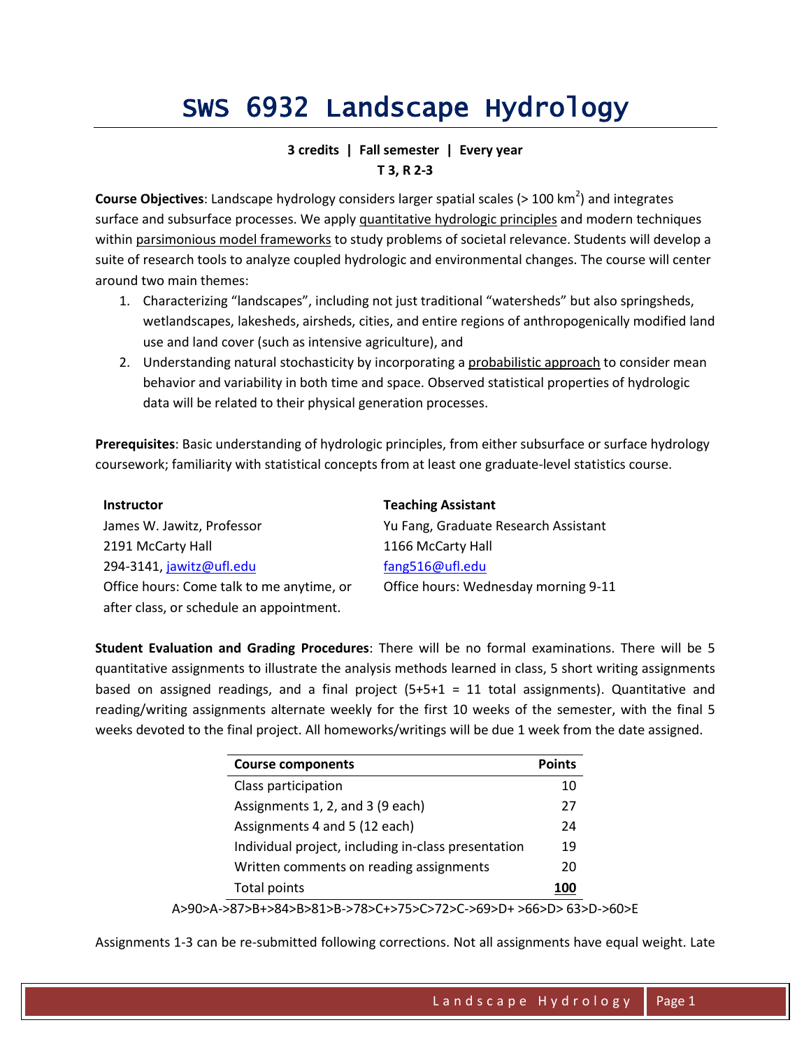# SWS 6932 Landscape Hydrology

**3 credits | Fall semester | Every year**
**T 3, R 2-3**

**Course Objectives**: Landscape hydrology considers larger spatial scales (> 100 km$^2$) and integrates surface and subsurface processes. We apply quantitative hydrologic principles and modern techniques within parsimonious model frameworks to study problems of societal relevance. Students will develop a suite of research tools to analyze coupled hydrologic and environmental changes. The course will center around two main themes:

1. Characterizing "landscapes", including not just traditional "watersheds" but also springsheds, wetlandscapes, lakesheds, airsheds, cities, and entire regions of anthropogenically modified land use and land cover (such as intensive agriculture), and
2. Understanding natural stochasticity by incorporating a probabilistic approach to consider mean behavior and variability in both time and space. Observed statistical properties of hydrologic data will be related to their physical generation processes.

**Prerequisites**: Basic understanding of hydrologic principles, from either subsurface or surface hydrology coursework; familiarity with statistical concepts from at least one graduate-level statistics course.

**Instructor**
James W. Jawitz, Professor
2191 McCarty Hall
294-3141, jawitz@ufl.edu
Office hours: Come talk to me anytime, or after class, or schedule an appointment.

**Teaching Assistant**
Yu Fang, Graduate Research Assistant
1166 McCarty Hall
fang516@ufl.edu
Office hours: Wednesday morning 9-11

**Student Evaluation and Grading Procedures**: There will be no formal examinations. There will be 5 quantitative assignments to illustrate the analysis methods learned in class, 5 short writing assignments based on assigned readings, and a final project (5+5+1 = 11 total assignments). Quantitative and reading/writing assignments alternate weekly for the first 10 weeks of the semester, with the final 5 weeks devoted to the final project. All homeworks/writings will be due 1 week from the date assigned.

| Course components | Points |
|---|---|
| Class participation | 10 |
| Assignments 1, 2, and 3 (9 each) | 27 |
| Assignments 4 and 5 (12 each) | 24 |
| Individual project, including in-class presentation | 19 |
| Written comments on reading assignments | 20 |
| Total points | **100** |

A>90>A->87>B+>84>B>81>B->78>C+>75>C>72>C->69>D+ >66>D> 63>D->60>E

Assignments 1-3 can be re-submitted following corrections. Not all assignments have equal weight. Late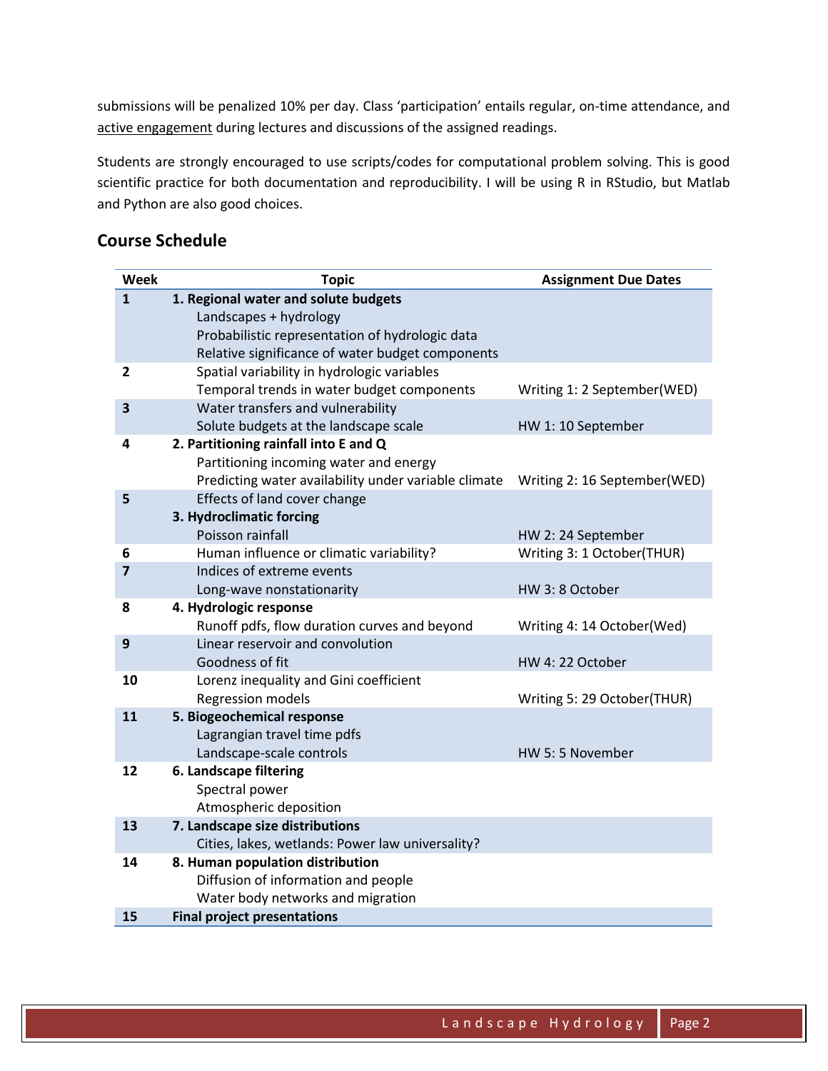submissions will be penalized 10% per day. Class 'participation' entails regular, on-time attendance, and active engagement during lectures and discussions of the assigned readings.

Students are strongly encouraged to use scripts/codes for computational problem solving. This is good scientific practice for both documentation and reproducibility. I will be using R in RStudio, but Matlab and Python are also good choices.

## Course Schedule

| Week | Topic | Assignment Due Dates |
|---|---|---|
| **1** | **1. Regional water and solute budgets** | |
| | Landscapes + hydrology | |
| | Probabilistic representation of hydrologic data | |
| | Relative significance of water budget components | |
| **2** | Spatial variability in hydrologic variables | |
| | Temporal trends in water budget components | Writing 1: 2 September(WED) |
| **3** | Water transfers and vulnerability | |
| | Solute budgets at the landscape scale | HW 1: 10 September |
| **4** | **2. Partitioning rainfall into E and Q** | |
| | Partitioning incoming water and energy | |
| | Predicting water availability under variable climate | Writing 2: 16 September(WED) |
| **5** | Effects of land cover change | |
| | **3. Hydroclimatic forcing** | |
| | Poisson rainfall | HW 2: 24 September |
| **6** | Human influence or climatic variability? | Writing 3: 1 October(THUR) |
| **7** | Indices of extreme events | |
| | Long-wave nonstationarity | HW 3: 8 October |
| **8** | **4. Hydrologic response** | |
| | Runoff pdfs, flow duration curves and beyond | Writing 4: 14 October(Wed) |
| **9** | Linear reservoir and convolution | |
| | Goodness of fit | HW 4: 22 October |
| **10** | Lorenz inequality and Gini coefficient | |
| | Regression models | Writing 5: 29 October(THUR) |
| **11** | **5. Biogeochemical response** | |
| | Lagrangian travel time pdfs | |
| | Landscape-scale controls | HW 5: 5 November |
| **12** | **6. Landscape filtering** | |
| | Spectral power | |
| | Atmospheric deposition | |
| **13** | **7. Landscape size distributions** | |
| | Cities, lakes, wetlands: Power law universality? | |
| **14** | **8. Human population distribution** | |
| | Diffusion of information and people | |
| | Water body networks and migration | |
| **15** | **Final project presentations** | |